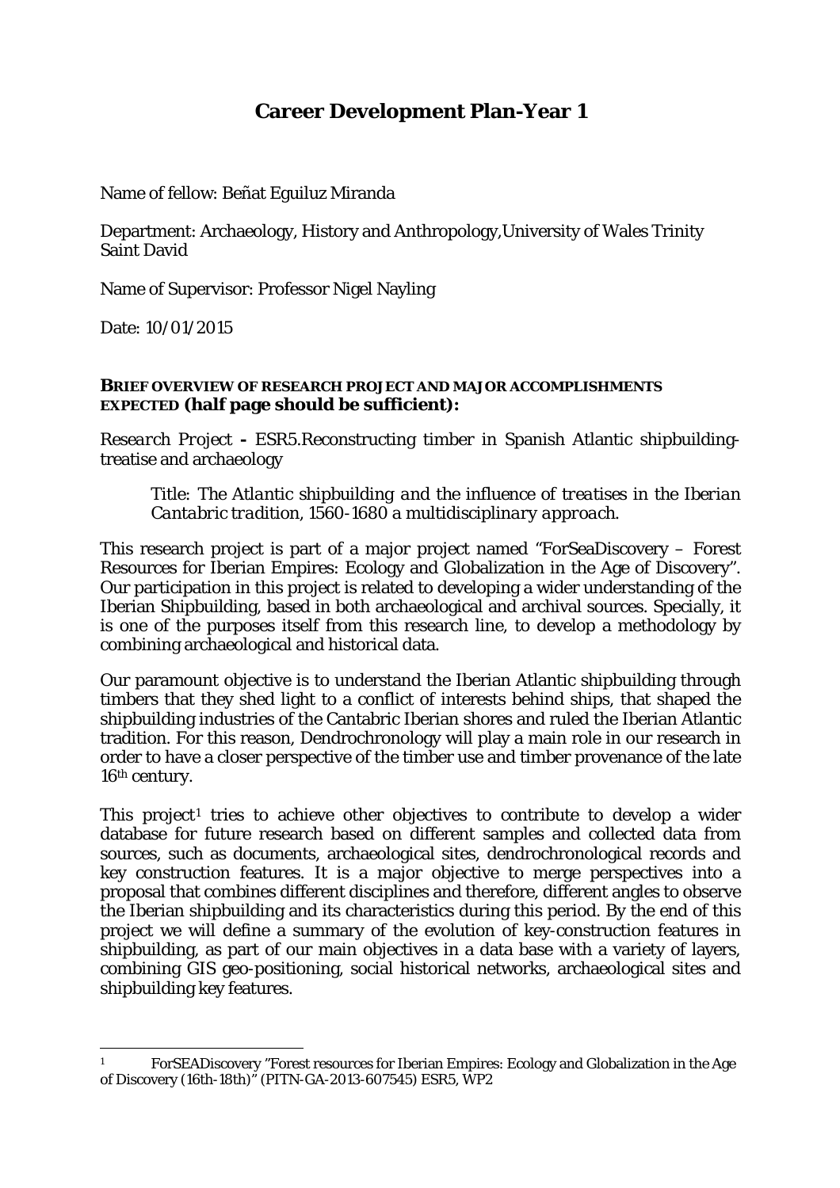# Career Development Plan-Year 1

Name of fellow: Beñat Eguiluz Miranda

Department: Archaeology, History and Anthropology,University of Wales Trinity Saint David

Name of Supervisor: Professor Nigel Nayling

Date: 10/01/2015

## BRIEF OVERVIEW OF RESEARCH PROJECT AND MAJOR ACCOMPLISHMENTS EXPECTED (half page should be sufficient):

*Research Project* **-** ESR5.Reconstructing timber in Spanish Atlantic shipbuilding-treatise and archaeology

> Title: *The Atlantic shipbuilding and the influence of treatises in the Iberian Cantabric tradition, 1560-1680 a multidisciplinary approach.*

This research project is part of a major project named "ForSeaDiscovery – Forest Resources for Iberian Empires: Ecology and Globalization in the Age of Discovery". Our participation in this project is related to developing a wider understanding of the Iberian Shipbuilding, based in both archaeological and archival sources. Specially, it is one of the purposes itself from this research line, to develop a methodology by combining archaeological and historical data.

Our paramount objective is to understand the Iberian Atlantic shipbuilding through timbers that they shed light to a conflict of interests behind ships, that shaped the shipbuilding industries of the Cantabric Iberian shores and ruled the Iberian Atlantic tradition. For this reason, Dendrochronology will play a main role in our research in order to have a closer perspective of the timber use and timber provenance of the late 16th century.

This project[1] tries to achieve other objectives to contribute to develop a wider database for future research based on different samples and collected data from sources, such as documents, archaeological sites, dendrochronological records and key construction features. It is a major objective to merge perspectives into a proposal that combines different disciplines and therefore, different angles to observe the Iberian shipbuilding and its characteristics during this period. By the end of this project we will define a summary of the evolution of key-construction features in shipbuilding, as part of our main objectives in a data base with a variety of layers, combining GIS geo-positioning, social historical networks, archaeological sites and shipbuilding key features.

---

[1] ForSEADiscovery "Forest resources for Iberian Empires: Ecology and Globalization in the Age of Discovery (16th-18th)" (PITN-GA-2013-607545) ESR5, WP2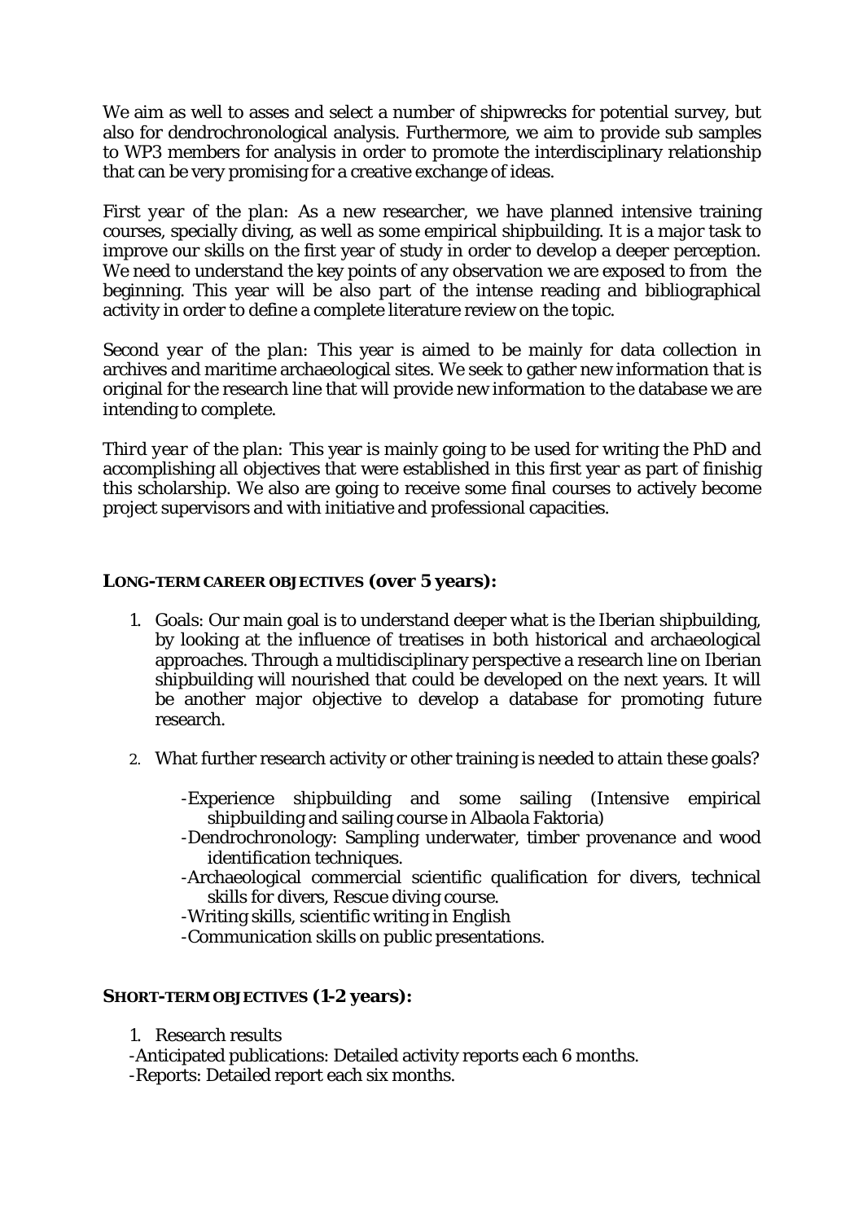We aim as well to asses and select a number of shipwrecks for potential survey, but also for dendrochronological analysis. Furthermore, we aim to provide sub samples to WP3 members for analysis in order to promote the interdisciplinary relationship that can be very promising for a creative exchange of ideas.

*First year of the plan*: As a new researcher, we have planned intensive training courses, specially diving, as well as some empirical shipbuilding. It is a major task to improve our skills on the first year of study in order to develop a deeper perception. We need to understand the key points of any observation we are exposed to from the beginning. This year will be also part of the intense reading and bibliographical activity in order to define a complete literature review on the topic.

*Second year of the plan*: This year is aimed to be mainly for data collection in archives and maritime archaeological sites. We seek to gather new information that is original for the research line that will provide new information to the database we are intending to complete.

*Third year of the plan*: This year is mainly going to be used for writing the PhD and accomplishing all objectives that were established in this first year as part of finishig this scholarship. We also are going to receive some final courses to actively become project supervisors and with initiative and professional capacities.

**LONG-TERM CAREER OBJECTIVES (over 5 years):**

1. Goals: Our main goal is to understand deeper what is the Iberian shipbuilding, by looking at the influence of treatises in both historical and archaeological approaches. Through a multidisciplinary perspective a research line on Iberian shipbuilding will nourished that could be developed on the next years. It will be another major objective to develop a database for promoting future research.

2. What further research activity or other training is needed to attain these goals?

   - Experience shipbuilding and some sailing (Intensive empirical shipbuilding and sailing course in Albaola Faktoria)
   - Dendrochronology: Sampling underwater, timber provenance and wood identification techniques.
   - Archaeological commercial scientific qualification for divers, technical skills for divers, Rescue diving course.
   - Writing skills, scientific writing in English
   - Communication skills on public presentations.

**SHORT-TERM OBJECTIVES (1-2 years):**

1. Research results

- Anticipated publications: Detailed activity reports each 6 months.
- Reports: Detailed report each six months.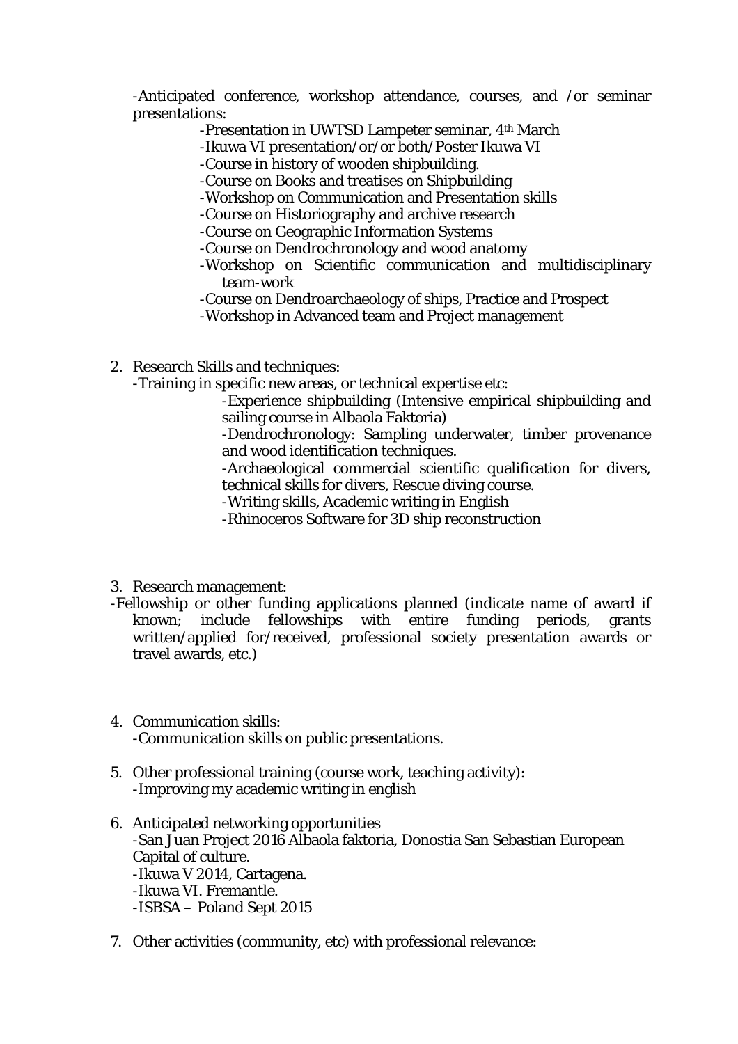-Anticipated conference, workshop attendance, courses, and /or seminar presentations:

- -Presentation in UWTSD Lampeter seminar, 4th March
- -Ikuwa VI presentation/or/or both/Poster Ikuwa VI
- -Course in history of wooden shipbuilding.
- -Course on Books and treatises on Shipbuilding
- -Workshop on Communication and Presentation skills
- -Course on Historiography and archive research
- -Course on Geographic Information Systems
- -Course on Dendrochronology and wood anatomy
- -Workshop on Scientific communication and multidisciplinary team-work
- -Course on Dendroarchaeology of ships, Practice and Prospect
- -Workshop in Advanced team and Project management

2. Research Skills and techniques:

   -Training in specific new areas, or technical expertise etc:

   - -Experience shipbuilding (Intensive empirical shipbuilding and sailing course in Albaola Faktoria)
   - -Dendrochronology: Sampling underwater, timber provenance and wood identification techniques.
   - -Archaeological commercial scientific qualification for divers, technical skills for divers, Rescue diving course.
   - -Writing skills, Academic writing in English
   - -Rhinoceros Software for 3D ship reconstruction

3. Research management:

-Fellowship or other funding applications planned (indicate name of award if known; include fellowships with entire funding periods, grants written/applied for/received, professional society presentation awards or travel awards, etc.)

4. Communication skills:

   -Communication skills on public presentations.

5. Other professional training (course work, teaching activity):

   -Improving my academic writing in english

6. Anticipated networking opportunities

   -San Juan Project 2016 Albaola faktoria, Donostia San Sebastian European Capital of culture.
   -Ikuwa V 2014, Cartagena.
   -Ikuwa VI. Fremantle.
   -ISBSA – Poland Sept 2015

7. Other activities (community, etc) with professional relevance: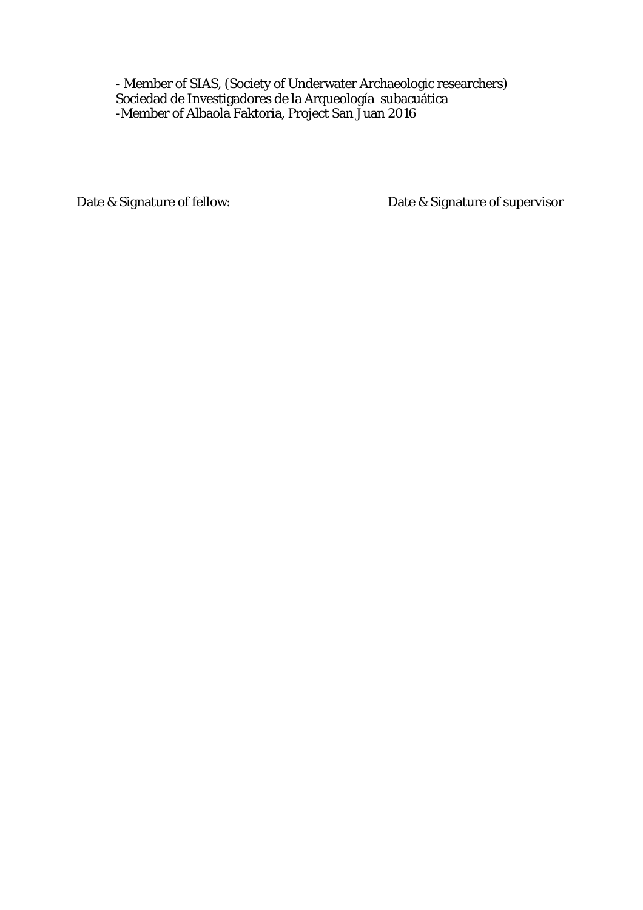- Member of SIAS, (Society of Underwater Archaeologic researchers) Sociedad de Investigadores de la Arqueología subacuática
- Member of Albaola Faktoria, Project San Juan 2016

Date & Signature of fellow: Date & Signature of supervisor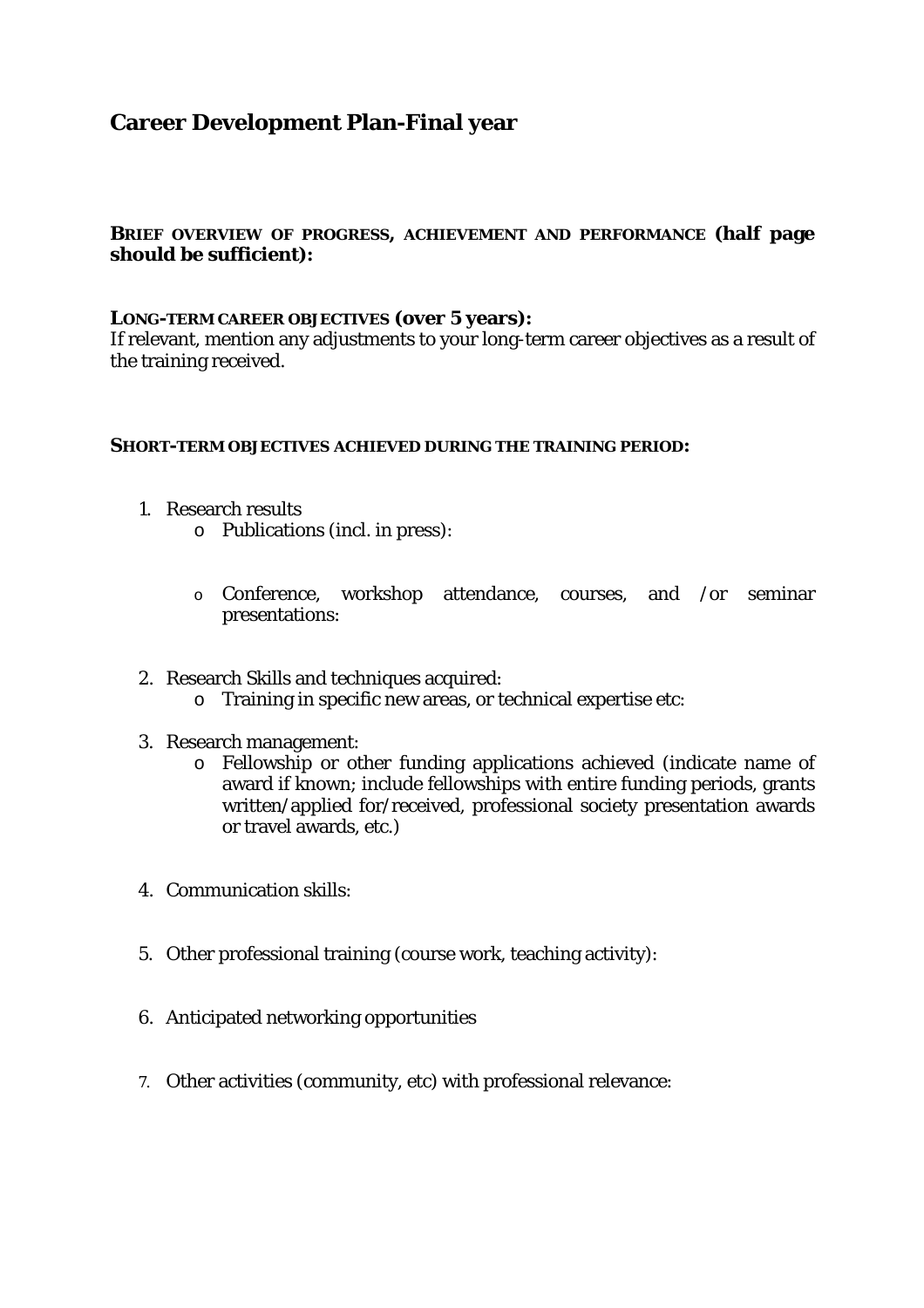# Career Development Plan-Final year

**BRIEF OVERVIEW OF PROGRESS, ACHIEVEMENT AND PERFORMANCE (half page should be sufficient):**

**LONG-TERM CAREER OBJECTIVES (over 5 years):**

If relevant, mention any adjustments to your long-term career objectives as a result of the training received.

**SHORT-TERM OBJECTIVES ACHIEVED DURING THE TRAINING PERIOD:**

1. Research results
   - Publications (incl. in press):
   - Conference, workshop attendance, courses, and /or seminar presentations:
2. Research Skills and techniques acquired:
   - Training in specific new areas, or technical expertise etc:
3. Research management:
   - Fellowship or other funding applications achieved (indicate name of award if known; include fellowships with entire funding periods, grants written/applied for/received, professional society presentation awards or travel awards, etc.)
4. Communication skills:
5. Other professional training (course work, teaching activity):
6. Anticipated networking opportunities
7. Other activities (community, etc) with professional relevance: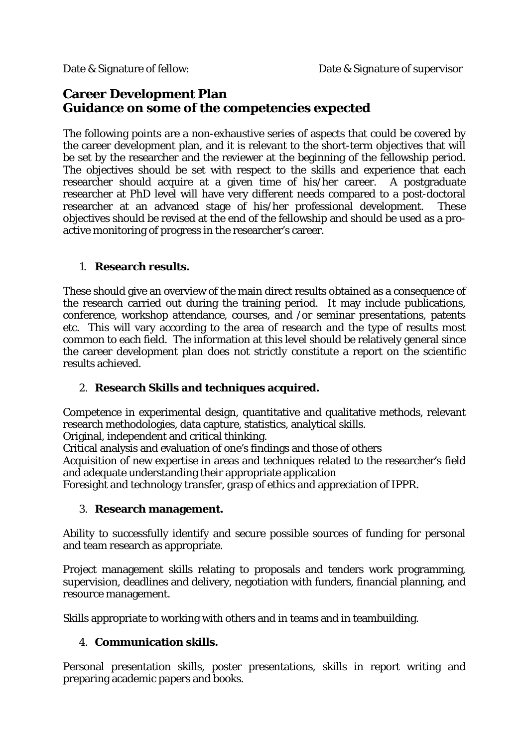Date & Signature of fellow: Date & Signature of supervisor

## Career Development Plan
## Guidance on some of the competencies expected

The following points are a non-exhaustive series of aspects that could be covered by the career development plan, and it is relevant to the short-term objectives that will be set by the researcher and the reviewer at the beginning of the fellowship period. The objectives should be set with respect to the skills and experience that each researcher should acquire at a given time of his/her career. A postgraduate researcher at PhD level will have very different needs compared to a post-doctoral researcher at an advanced stage of his/her professional development. These objectives should be revised at the end of the fellowship and should be used as a pro-active monitoring of progress in the researcher's career.

1. **Research results.**

These should give an overview of the main direct results obtained as a consequence of the research carried out during the training period. It may include publications, conference, workshop attendance, courses, and /or seminar presentations, patents etc. This will vary according to the area of research and the type of results most common to each field. The information at this level should be relatively general since the career development plan does not strictly constitute a report on the scientific results achieved.

2. **Research Skills and techniques acquired.**

Competence in experimental design, quantitative and qualitative methods, relevant research methodologies, data capture, statistics, analytical skills.
Original, independent and critical thinking.
Critical analysis and evaluation of one's findings and those of others
Acquisition of new expertise in areas and techniques related to the researcher's field and adequate understanding their appropriate application
Foresight and technology transfer, grasp of ethics and appreciation of IPPR.

3. **Research management.**

Ability to successfully identify and secure possible sources of funding for personal and team research as appropriate.

Project management skills relating to proposals and tenders work programming, supervision, deadlines and delivery, negotiation with funders, financial planning, and resource management.

Skills appropriate to working with others and in teams and in teambuilding.

4. **Communication skills.**

Personal presentation skills, poster presentations, skills in report writing and preparing academic papers and books.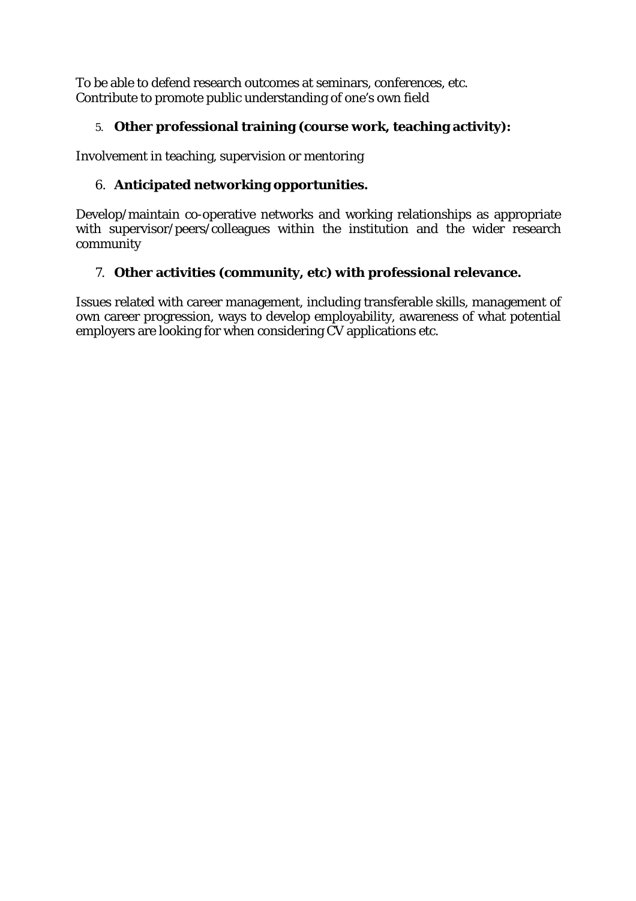To be able to defend research outcomes at seminars, conferences, etc.
Contribute to promote public understanding of one's own field

5. **Other professional training (course work, teaching activity):**

Involvement in teaching, supervision or mentoring

6. **Anticipated networking opportunities.**

Develop/maintain co-operative networks and working relationships as appropriate with supervisor/peers/colleagues within the institution and the wider research community

7. **Other activities (community, etc) with professional relevance.**

Issues related with career management, including transferable skills, management of own career progression, ways to develop employability, awareness of what potential employers are looking for when considering CV applications etc.